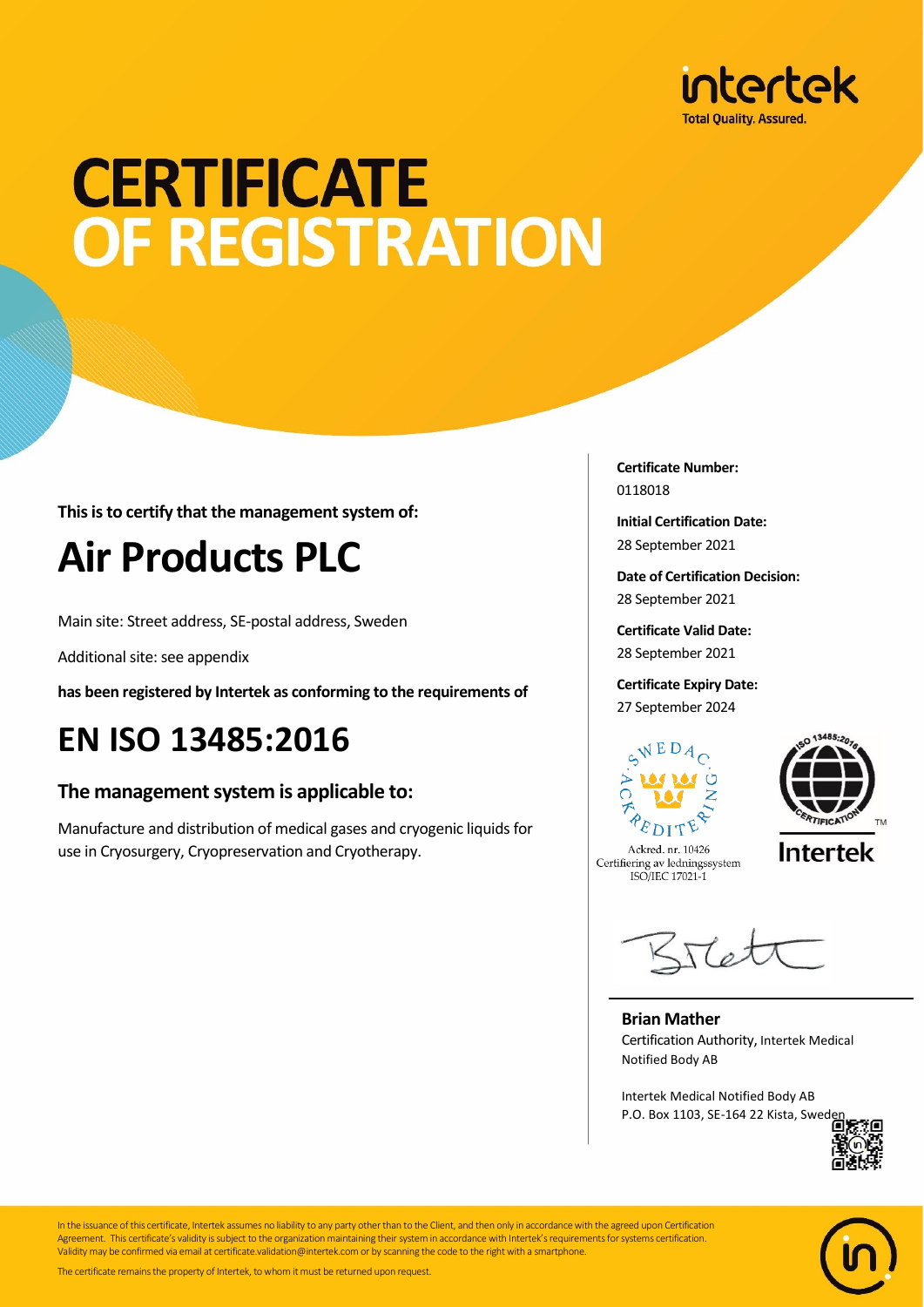intertek
Total Quality. Assured.

# CERTIFICATE OF REGISTRATION

**This is to certify that the management system of:**

# Air Products PLC

Main site: Street address, SE-postal address, Sweden

Additional site: see appendix

**has been registered by Intertek as conforming to the requirements of**

# EN ISO 13485:2016

## The management system is applicable to:

Manufacture and distribution of medical gases and cryogenic liquids for use in Cryosurgery, Cryopreservation and Cryotherapy.

**Certificate Number:**
0118018

**Initial Certification Date:**
28 September 2021

**Date of Certification Decision:**
28 September 2021

**Certificate Valid Date:**
28 September 2021

**Certificate Expiry Date:**
27 September 2024

SWEDAC ACKREDITERING
Ackred. nr. 10426
Certifiering av ledningssystem
ISO/IEC 17021-1

ISO 13485:2016 CERTIFICATION TM
Intertek

**Brian Mather**
Certification Authority, Intertek Medical Notified Body AB

Intertek Medical Notified Body AB
P.O. Box 1103, SE-164 22 Kista, Sweden

In the issuance of this certificate, Intertek assumes no liability to any party other than to the Client, and then only in accordance with the agreed upon Certification Agreement. This certificate's validity is subject to the organization maintaining their system in accordance with Intertek's requirements for systems certification. Validity may be confirmed via email at certificate.validation@intertek.com or by scanning the code to the right with a smartphone.

The certificate remains the property of Intertek, to whom it must be returned upon request.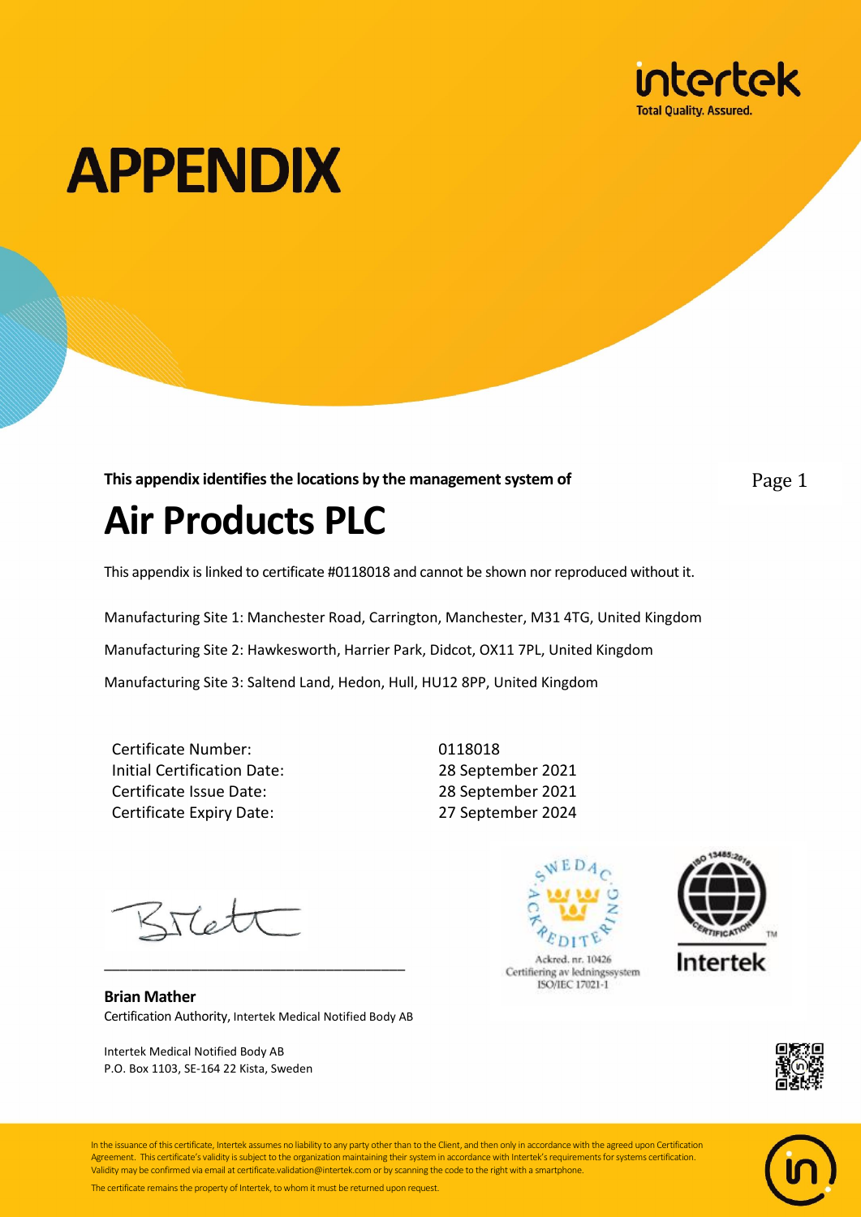# APPENDIX

**This appendix identifies the locations by the management system of**

# Air Products PLC

This appendix is linked to certificate #0118018 and cannot be shown nor reproduced without it.

Manufacturing Site 1: Manchester Road, Carrington, Manchester, M31 4TG, United Kingdom

Manufacturing Site 2: Hawkesworth, Harrier Park, Didcot, OX11 7PL, United Kingdom

Manufacturing Site 3: Saltend Land, Hedon, Hull, HU12 8PP, United Kingdom

| | |
|---|---|
| Certificate Number: | 0118018 |
| Initial Certification Date: | 28 September 2021 |
| Certificate Issue Date: | 28 September 2021 |
| Certificate Expiry Date: | 27 September 2024 |

**Brian Mather**
Certification Authority, Intertek Medical Notified Body AB

Intertek Medical Notified Body AB
P.O. Box 1103, SE-164 22 Kista, Sweden

Ackred. nr. 10426
Certifiering av ledningssystem
ISO/IEC 17021-1

In the issuance of this certificate, Intertek assumes no liability to any party other than to the Client, and then only in accordance with the agreed upon Certification Agreement. This certificate's validity is subject to the organization maintaining their system in accordance with Intertek's requirements for systems certification. Validity may be confirmed via email at certificate.validation@intertek.com or by scanning the code to the right with a smartphone.

The certificate remains the property of Intertek, to whom it must be returned upon request.